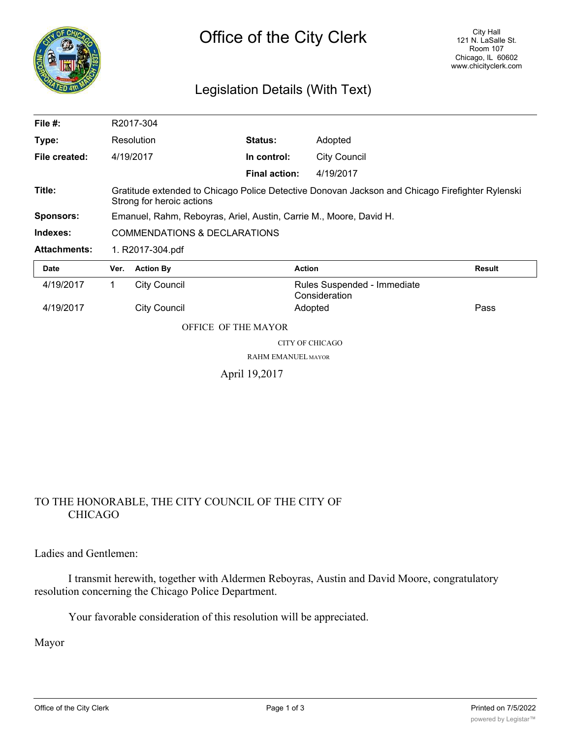# Office of the City Clerk

City Hall
121 N. LaSalle St.
Room 107
Chicago, IL 60602
www.chicityclerk.com

## Legislation Details (With Text)

| | | | |
|---|---|---|---|
| **File #:** | R2017-304 | | |
| **Type:** | Resolution | **Status:** | Adopted |
| **File created:** | 4/19/2017 | **In control:** | City Council |
| | | **Final action:** | 4/19/2017 |
| **Title:** | Gratitude extended to Chicago Police Detective Donovan Jackson and Chicago Firefighter Rylenski Strong for heroic actions | | |
| **Sponsors:** | Emanuel, Rahm, Reboyras, Ariel, Austin, Carrie M., Moore, David H. | | |
| **Indexes:** | COMMENDATIONS & DECLARATIONS | | |
| **Attachments:** | 1. R2017-304.pdf | | |

| Date | Ver. | Action By | Action | Result |
|---|---|---|---|---|
| 4/19/2017 | 1 | City Council | Rules Suspended - Immediate Consideration | |
| 4/19/2017 | | City Council | Adopted | Pass |

OFFICE OF THE MAYOR

CITY OF CHICAGO

RAHM EMANUEL MAYOR

April 19,2017

TO THE HONORABLE, THE CITY COUNCIL OF THE CITY OF CHICAGO

Ladies and Gentlemen:

I transmit herewith, together with Aldermen Reboyras, Austin and David Moore, congratulatory resolution concerning the Chicago Police Department.

Your favorable consideration of this resolution will be appreciated.

Mayor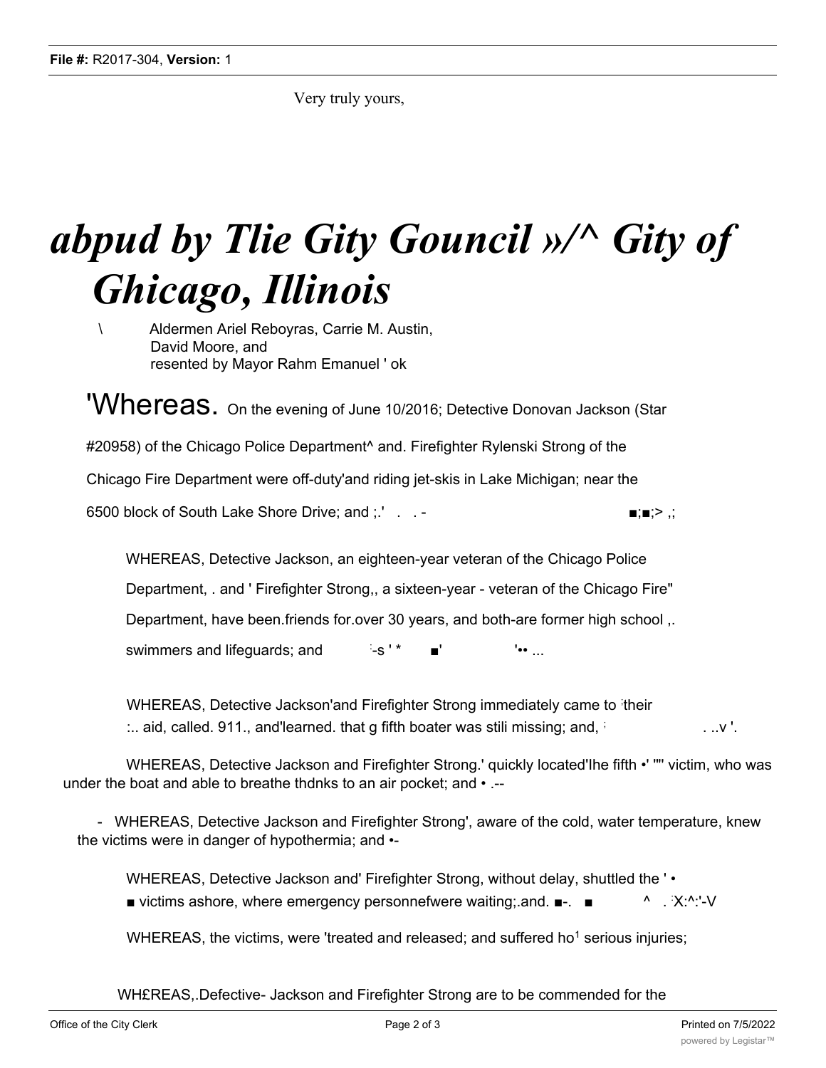Very truly yours,

# *abpud by Tlie Gity Gouncil »/^ Gity of Ghicago, Illinois*

\ Aldermen Ariel Reboyras, Carrie M. Austin, David Moore, and resented by Mayor Rahm Emanuel ' ok

'Whereas. On the evening of June 10/2016; Detective Donovan Jackson (Star #20958) of the Chicago Police Department^ and. Firefighter Rylenski Strong of the Chicago Fire Department were off-duty'and riding jet-skis in Lake Michigan; near the 6500 block of South Lake Shore Drive; and ;.' . . - ■;■;> ,;

WHEREAS, Detective Jackson, an eighteen-year veteran of the Chicago Police Department, . and ' Firefighter Strong,, a sixteen-year - veteran of the Chicago Fire" Department, have been.friends for.over 30 years, and both-are former high school ,. swimmers and lifeguards; and -s ' * ■' '•• ...

WHEREAS, Detective Jackson'and Firefighter Strong immediately came to their :.. aid, called. 911., and'learned. that g fifth boater was stili missing; and, . ..v '.

WHEREAS, Detective Jackson and Firefighter Strong.' quickly located'Ihe fifth •' "" victim, who was under the boat and able to breathe thdnks to an air pocket; and • .--

- WHEREAS, Detective Jackson and Firefighter Strong', aware of the cold, water temperature, knew the victims were in danger of hypothermia; and •-

WHEREAS, Detective Jackson and' Firefighter Strong, without delay, shuttled the ' • ■ victims ashore, where emergency personnefwere waiting;.and. ■-. ■ ^ . X:^:'-V

WHEREAS, the victims, were 'treated and released; and suffered ho[1] serious injuries;

WH£REAS,.Defective- Jackson and Firefighter Strong are to be commended for the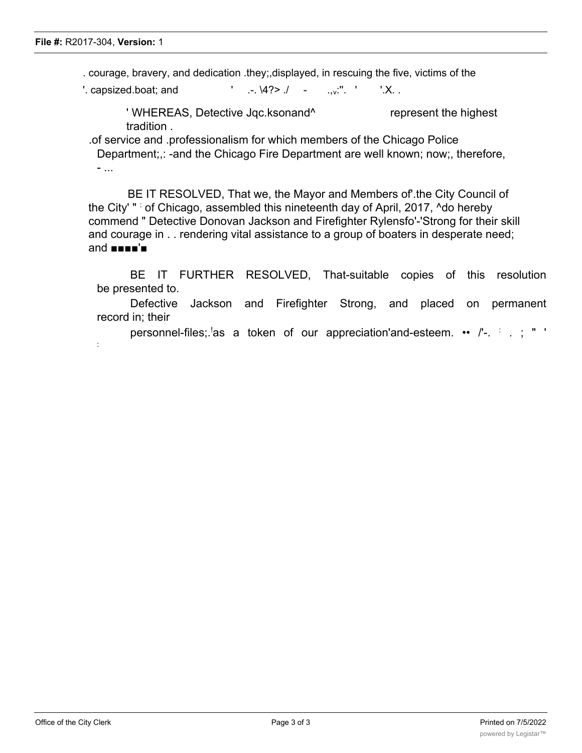. courage, bravery, and dedication .they;,displayed, in rescuing the five, victims of the '. capsized.boat; and ' .-. \4?> ./ - .,v:". ' '.X. .

' WHEREAS, Detective Jqc.ksonand^ represent the highest tradition . .of service and .professionalism for which members of the Chicago Police Department;,: -and the Chicago Fire Department are well known; now;, therefore, - ...

BE IT RESOLVED, That we, the Mayor and Members of'.the City Council of the City' " : of Chicago, assembled this nineteenth day of April, 2017, ^do hereby commend " Detective Donovan Jackson and Firefighter Rylensfo'-'Strong for their skill and courage in . . rendering vital assistance to a group of boaters in desperate need; and ■■■■'■

BE IT FURTHER RESOLVED, That-suitable copies of this resolution be presented to. Defective Jackson and Firefighter Strong, and placed on permanent record in; their personnel-files;.¦as a token of our appreciation'and-esteem. •• /'-. : . ; " ' :